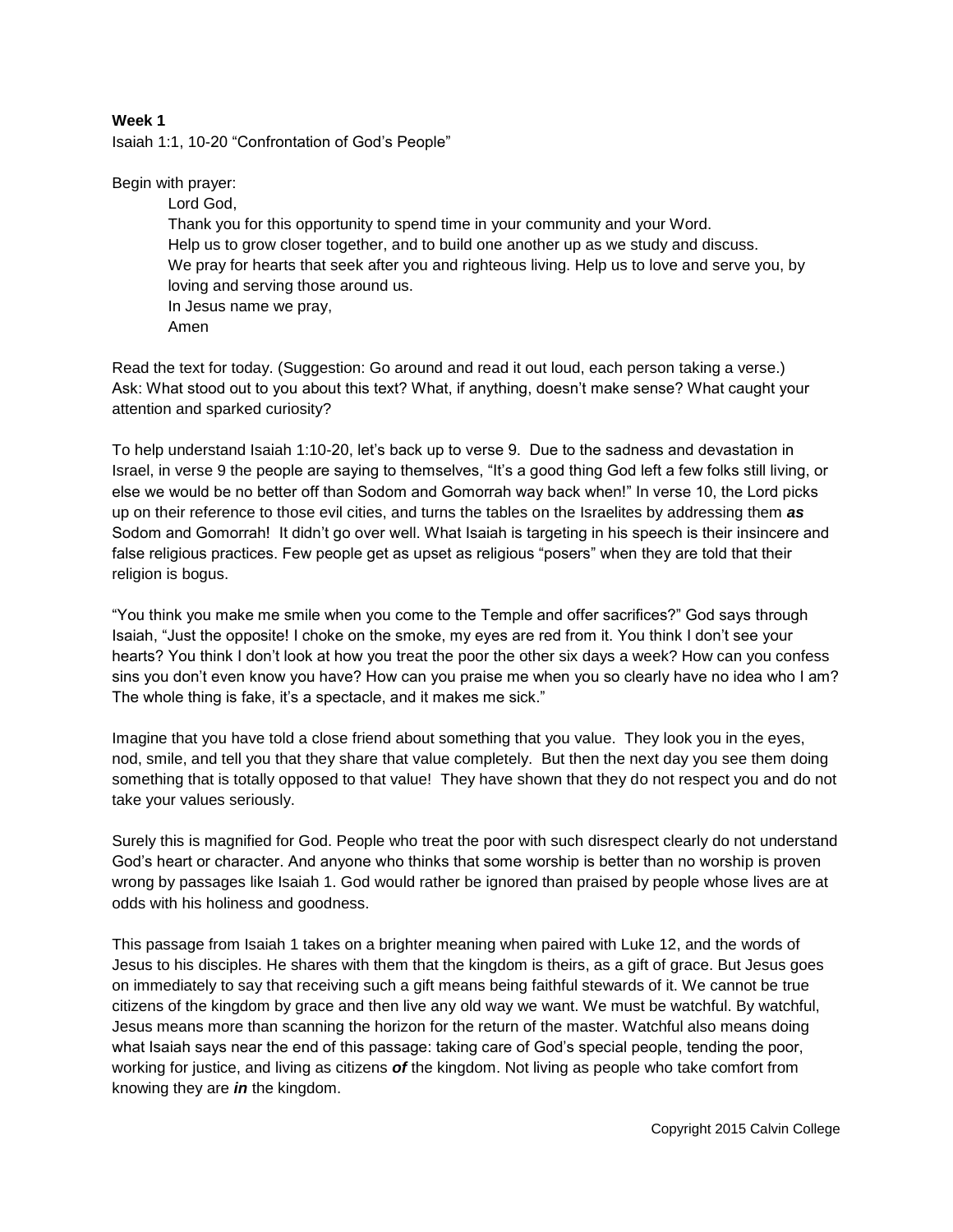**Week 1**

Isaiah 1:1, 10-20 “Confrontation of God’s People”

Begin with prayer:

> Lord God,
> Thank you for this opportunity to spend time in your community and your Word.
> Help us to grow closer together, and to build one another up as we study and discuss.
> We pray for hearts that seek after you and righteous living. Help us to love and serve you, by loving and serving those around us.
> In Jesus name we pray,
> Amen

Read the text for today. (Suggestion: Go around and read it out loud, each person taking a verse.)
Ask: What stood out to you about this text? What, if anything, doesn’t make sense? What caught your attention and sparked curiosity?

To help understand Isaiah 1:10-20, let’s back up to verse 9. Due to the sadness and devastation in Israel, in verse 9 the people are saying to themselves, “It’s a good thing God left a few folks still living, or else we would be no better off than Sodom and Gomorrah way back when!” In verse 10, the Lord picks up on their reference to those evil cities, and turns the tables on the Israelites by addressing them ***as*** Sodom and Gomorrah! It didn’t go over well. What Isaiah is targeting in his speech is their insincere and false religious practices. Few people get as upset as religious “posers” when they are told that their religion is bogus.

“You think you make me smile when you come to the Temple and offer sacrifices?” God says through Isaiah, “Just the opposite! I choke on the smoke, my eyes are red from it. You think I don’t see your hearts? You think I don’t look at how you treat the poor the other six days a week? How can you confess sins you don’t even know you have? How can you praise me when you so clearly have no idea who I am? The whole thing is fake, it’s a spectacle, and it makes me sick.”

Imagine that you have told a close friend about something that you value. They look you in the eyes, nod, smile, and tell you that they share that value completely. But then the next day you see them doing something that is totally opposed to that value! They have shown that they do not respect you and do not take your values seriously.

Surely this is magnified for God. People who treat the poor with such disrespect clearly do not understand God’s heart or character. And anyone who thinks that some worship is better than no worship is proven wrong by passages like Isaiah 1. God would rather be ignored than praised by people whose lives are at odds with his holiness and goodness.

This passage from Isaiah 1 takes on a brighter meaning when paired with Luke 12, and the words of Jesus to his disciples. He shares with them that the kingdom is theirs, as a gift of grace. But Jesus goes on immediately to say that receiving such a gift means being faithful stewards of it. We cannot be true citizens of the kingdom by grace and then live any old way we want. We must be watchful. By watchful, Jesus means more than scanning the horizon for the return of the master. Watchful also means doing what Isaiah says near the end of this passage: taking care of God’s special people, tending the poor, working for justice, and living as citizens ***of*** the kingdom. Not living as people who take comfort from knowing they are ***in*** the kingdom.

Copyright 2015 Calvin College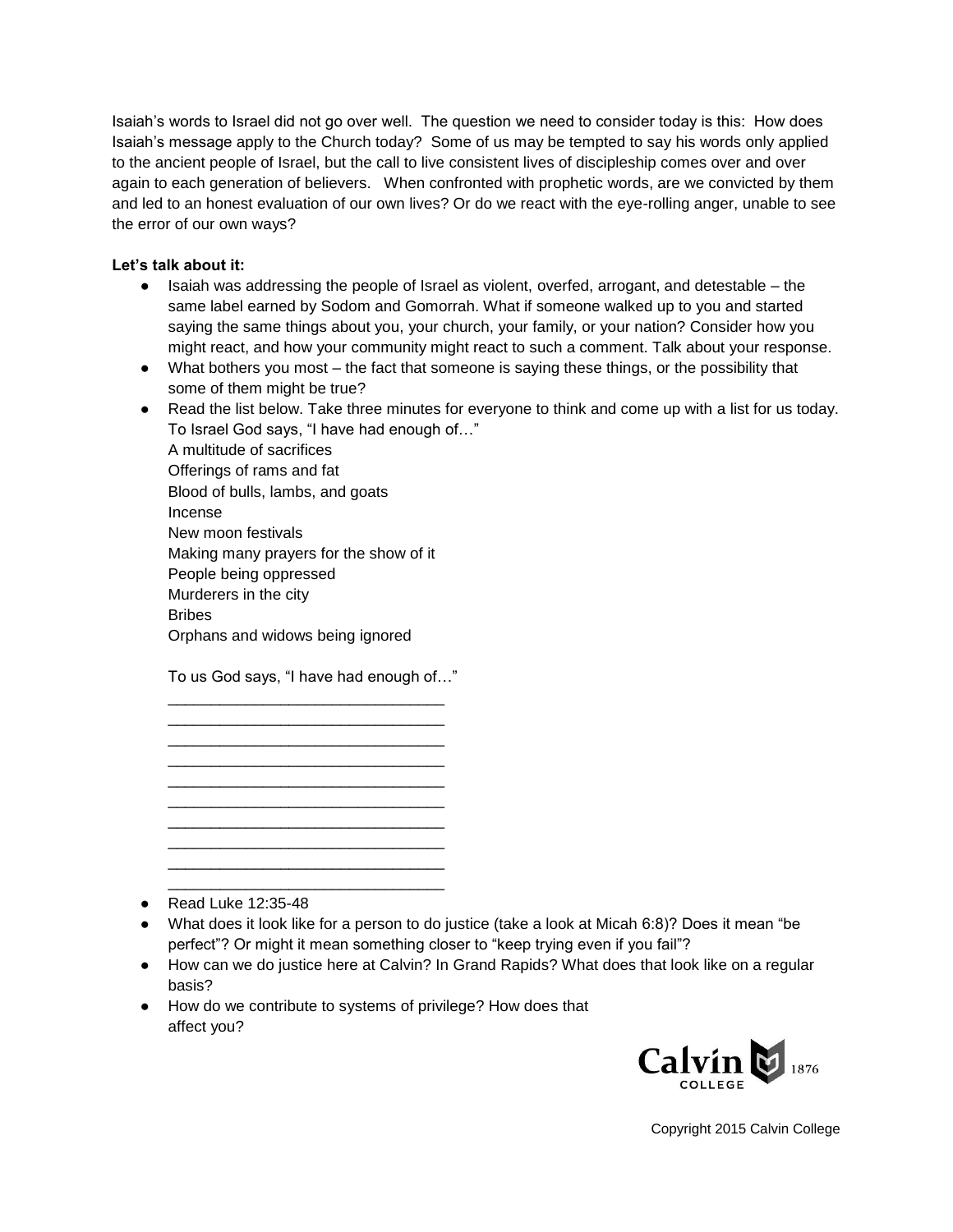Isaiah's words to Israel did not go over well. The question we need to consider today is this: How does Isaiah's message apply to the Church today? Some of us may be tempted to say his words only applied to the ancient people of Israel, but the call to live consistent lives of discipleship comes over and over again to each generation of believers. When confronted with prophetic words, are we convicted by them and led to an honest evaluation of our own lives? Or do we react with the eye-rolling anger, unable to see the error of our own ways?

**Let's talk about it:**

- Isaiah was addressing the people of Israel as violent, overfed, arrogant, and detestable – the same label earned by Sodom and Gomorrah. What if someone walked up to you and started saying the same things about you, your church, your family, or your nation? Consider how you might react, and how your community might react to such a comment. Talk about your response.
- What bothers you most – the fact that someone is saying these things, or the possibility that some of them might be true?
- Read the list below. Take three minutes for everyone to think and come up with a list for us today.
  To Israel God says, "I have had enough of…"
  A multitude of sacrifices
  Offerings of rams and fat
  Blood of bulls, lambs, and goats
  Incense
  New moon festivals
  Making many prayers for the show of it
  People being oppressed
  Murderers in the city
  Bribes
  Orphans and widows being ignored

  To us God says, "I have had enough of…"
  ________________________________
  ________________________________
  ________________________________
  ________________________________
  ________________________________
  ________________________________
  ________________________________
  ________________________________
  ________________________________
  ________________________________
- Read Luke 12:35-48
- What does it look like for a person to do justice (take a look at Micah 6:8)? Does it mean "be perfect"? Or might it mean something closer to "keep trying even if you fail"?
- How can we do justice here at Calvin? In Grand Rapids? What does that look like on a regular basis?
- How do we contribute to systems of privilege? How does that affect you?

Calvin COLLEGE 1876

Copyright 2015 Calvin College